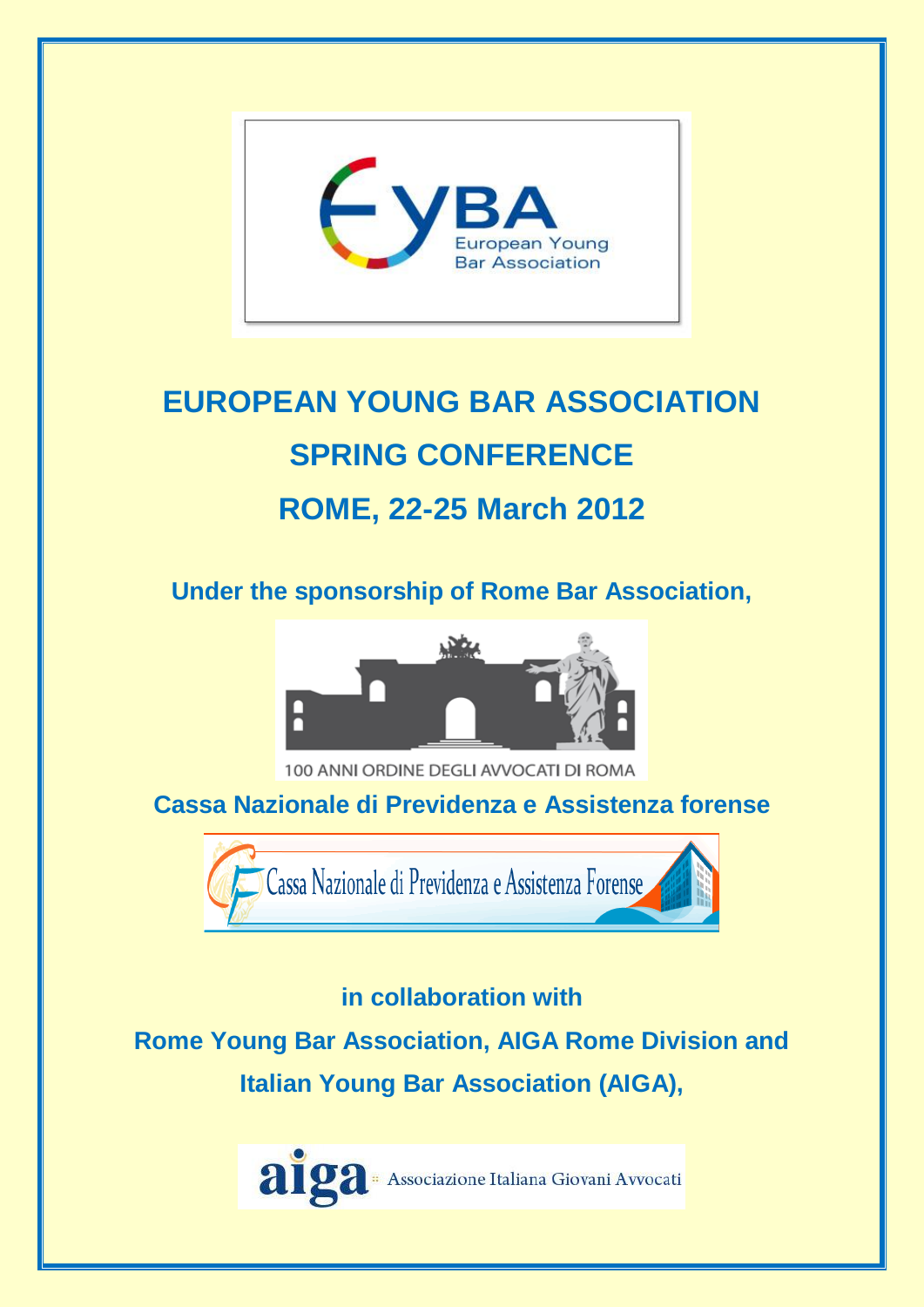# EUROPEAN YOUNG BAR ASSOCIATION

# SPRING CONFERENCE

# ROME, 22-25 March 2012

**Under the sponsorship of Rome Bar Association,**

100 ANNI ORDINE DEGLI AVVOCATI DI ROMA

**Cassa Nazionale di Previdenza e Assistenza forense**

**in collaboration with**

**Rome Young Bar Association, AIGA Rome Division and**

**Italian Young Bar Association (AIGA),**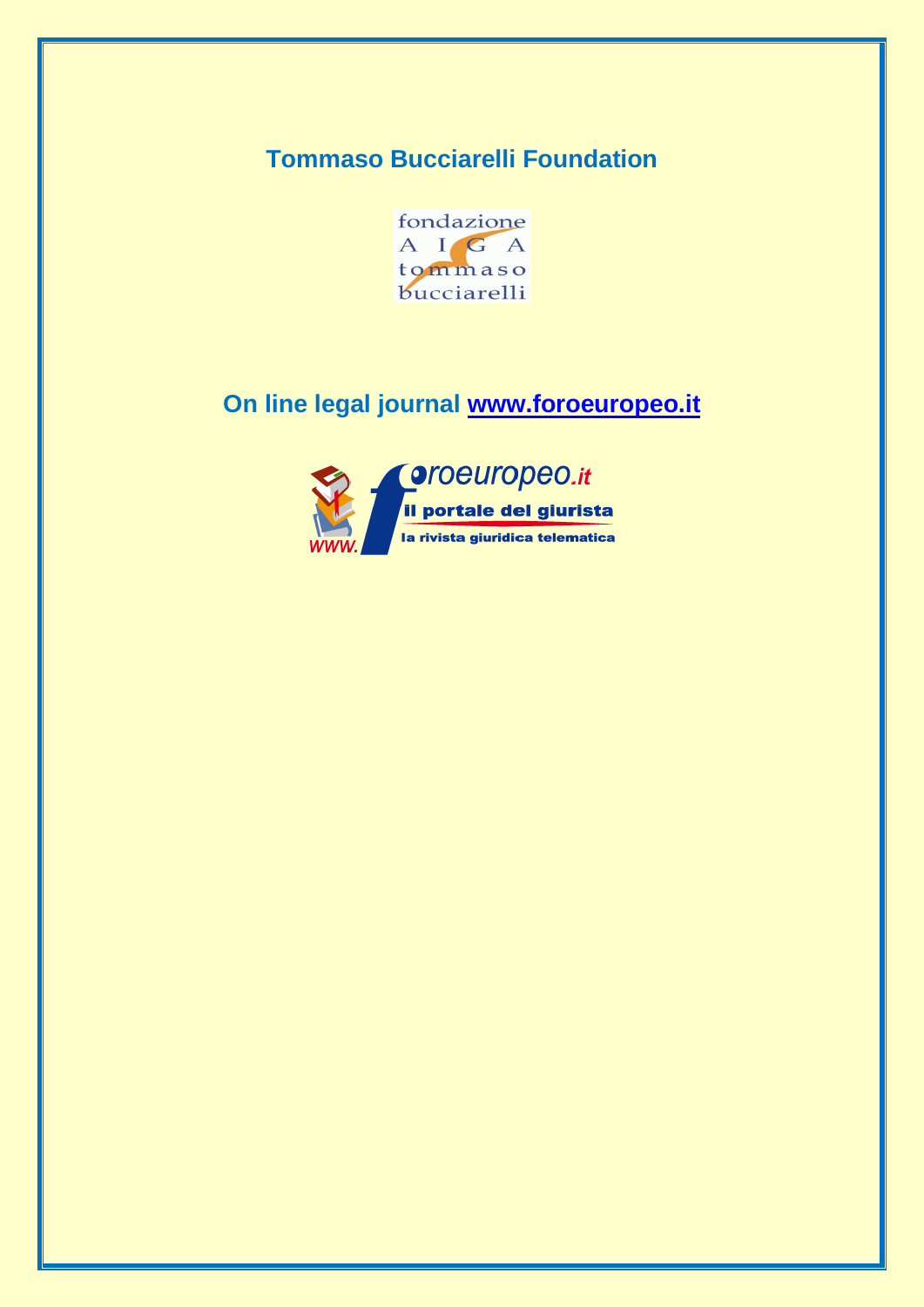**Tommaso Bucciarelli Foundation**

fondazione
A I G A
tommaso
bucciarelli

**On line legal journal [www.foroeuropeo.it](http://www.foroeuropeo.it)**

www.foroeuropeo.it
il portale del giurista
la rivista giuridica telematica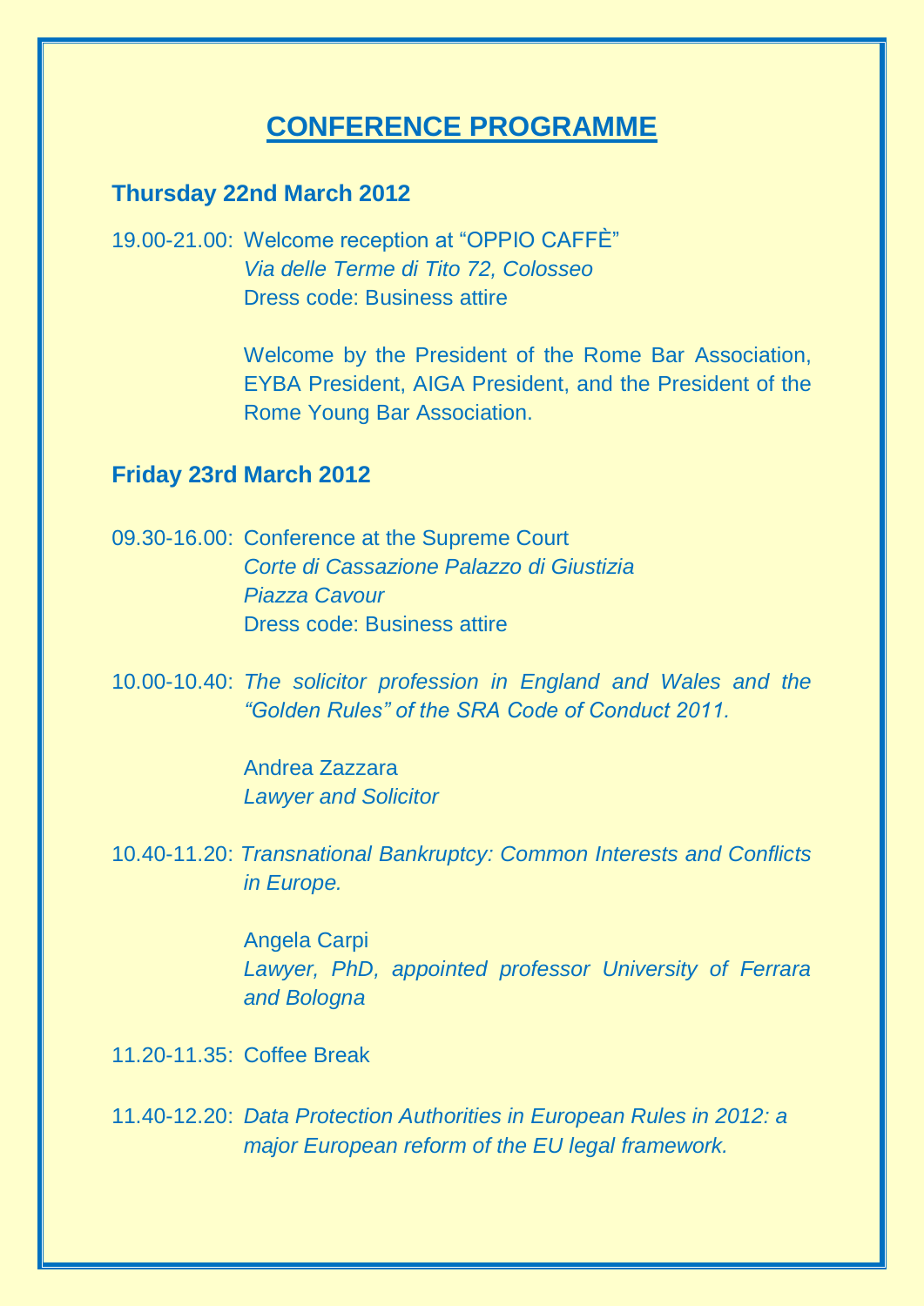# CONFERENCE PROGRAMME

## Thursday 22nd March 2012

19.00-21.00: Welcome reception at "OPPIO CAFFÈ"
*Via delle Terme di Tito 72, Colosseo*
Dress code: Business attire

Welcome by the President of the Rome Bar Association, EYBA President, AIGA President, and the President of the Rome Young Bar Association.

## Friday 23rd March 2012

09.30-16.00: Conference at the Supreme Court
*Corte di Cassazione Palazzo di Giustizia*
*Piazza Cavour*
Dress code: Business attire

10.00-10.40: *The solicitor profession in England and Wales and the "Golden Rules" of the SRA Code of Conduct 2011.*

Andrea Zazzara
*Lawyer and Solicitor*

10.40-11.20: *Transnational Bankruptcy: Common Interests and Conflicts in Europe.*

Angela Carpi
*Lawyer, PhD, appointed professor University of Ferrara and Bologna*

11.20-11.35: Coffee Break

11.40-12.20: *Data Protection Authorities in European Rules in 2012: a major European reform of the EU legal framework.*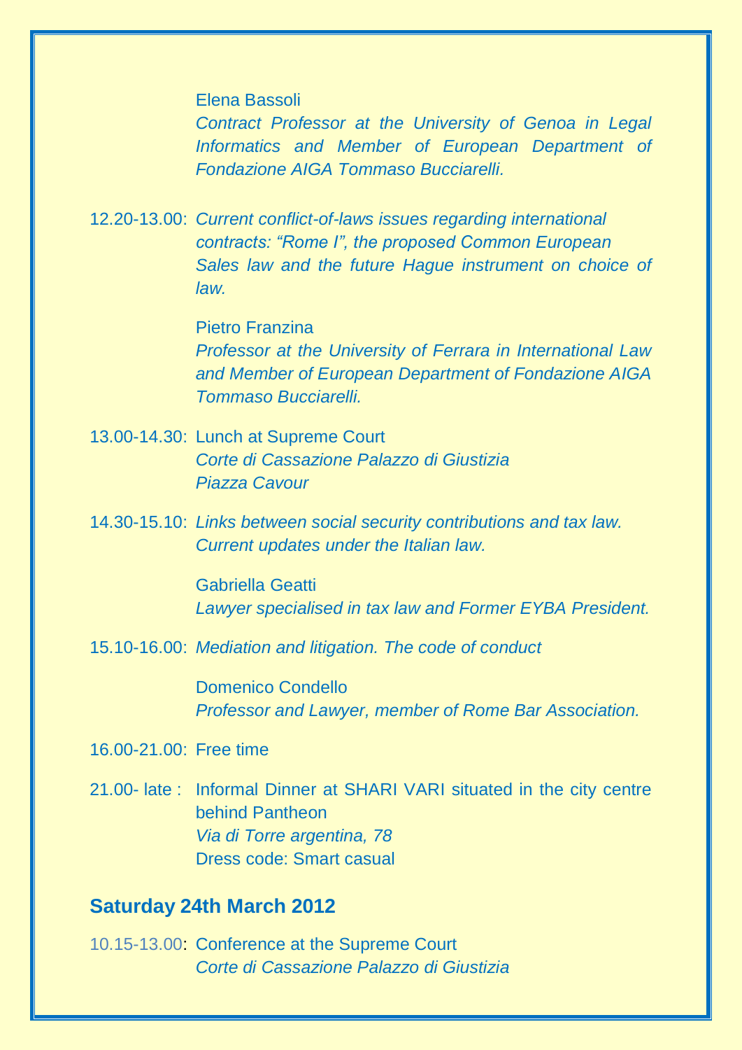Elena Bassoli
*Contract Professor at the University of Genoa in Legal Informatics and Member of European Department of Fondazione AIGA Tommaso Bucciarelli.*

12.20-13.00: *Current conflict-of-laws issues regarding international contracts: "Rome I", the proposed Common European Sales law and the future Hague instrument on choice of law.*

Pietro Franzina
*Professor at the University of Ferrara in International Law and Member of European Department of Fondazione AIGA Tommaso Bucciarelli.*

13.00-14.30: Lunch at Supreme Court
*Corte di Cassazione Palazzo di Giustizia*
*Piazza Cavour*

14.30-15.10: *Links between social security contributions and tax law. Current updates under the Italian law.*

Gabriella Geatti
*Lawyer specialised in tax law and Former EYBA President.*

15.10-16.00: *Mediation and litigation. The code of conduct*

Domenico Condello
*Professor and Lawyer, member of Rome Bar Association.*

16.00-21.00: Free time

21.00- late : Informal Dinner at SHARI VARI situated in the city centre behind Pantheon
*Via di Torre argentina, 78*
Dress code: Smart casual

## Saturday 24th March 2012

10.15-13.00: Conference at the Supreme Court
*Corte di Cassazione Palazzo di Giustizia*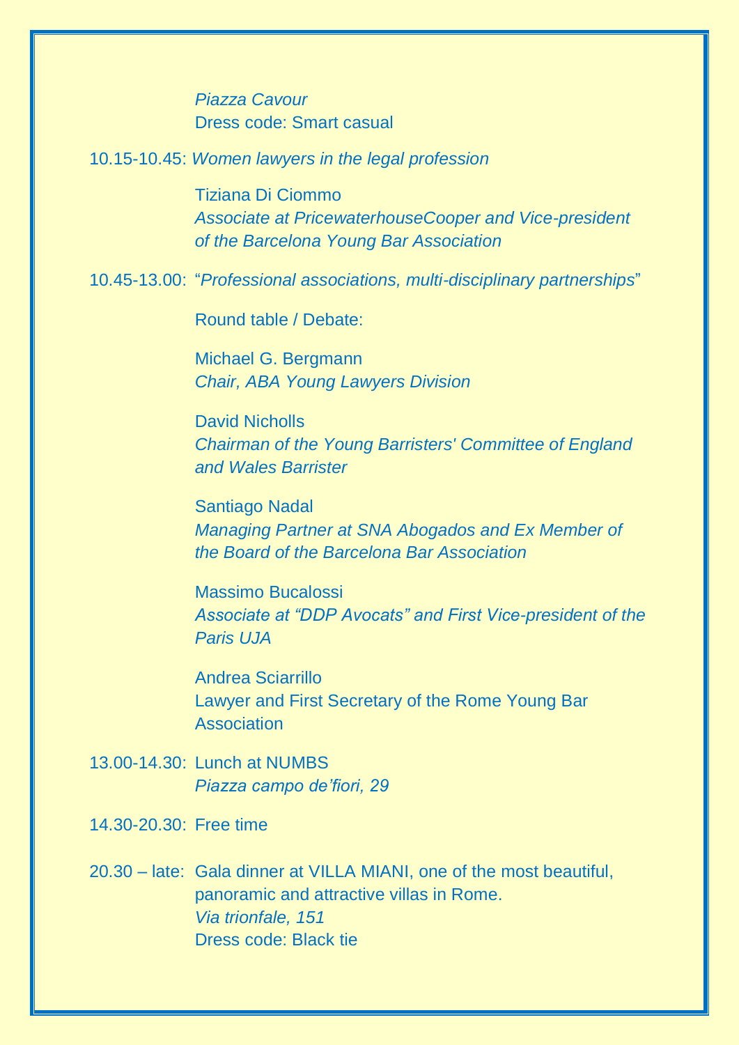*Piazza Cavour*
Dress code: Smart casual

10.15-10.45: *Women lawyers in the legal profession*

Tiziana Di Ciommo
*Associate at PricewaterhouseCooper and Vice-president of the Barcelona Young Bar Association*

10.45-13.00: "*Professional associations, multi-disciplinary partnerships*"

Round table / Debate:

Michael G. Bergmann
*Chair, ABA Young Lawyers Division*

David Nicholls
*Chairman of the Young Barristers' Committee of England and Wales Barrister*

Santiago Nadal
*Managing Partner at SNA Abogados and Ex Member of the Board of the Barcelona Bar Association*

Massimo Bucalossi
*Associate at "DDP Avocats" and First Vice-president of the Paris UJA*

Andrea Sciarrillo
Lawyer and First Secretary of the Rome Young Bar Association

13.00-14.30: Lunch at NUMBS
*Piazza campo de'fiori, 29*

14.30-20.30: Free time

20.30 – late: Gala dinner at VILLA MIANI, one of the most beautiful, panoramic and attractive villas in Rome.
*Via trionfale, 151*
Dress code: Black tie